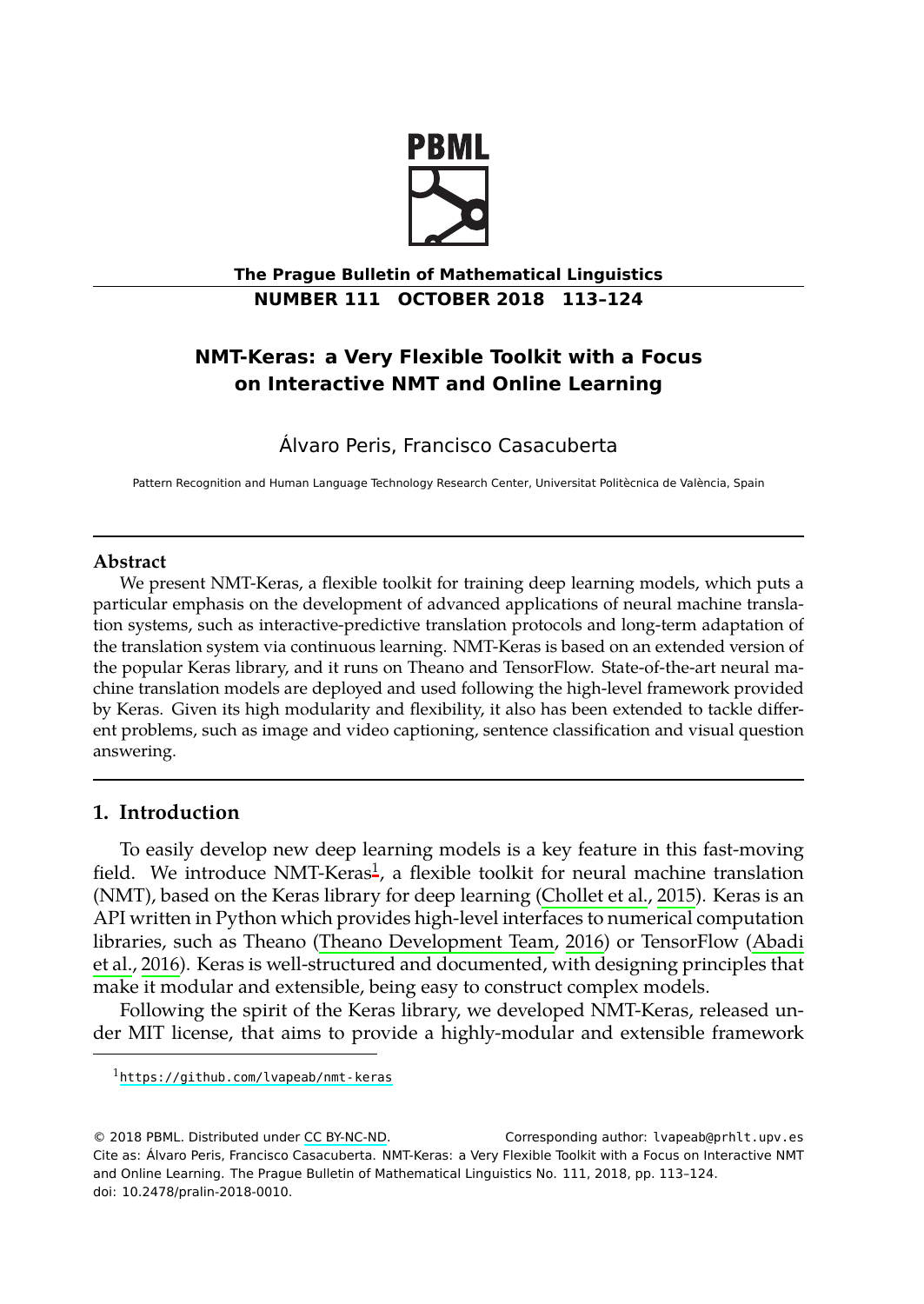# NMT-Keras: a Very Flexible Toolkit with a Focus on Interactive NMT and Online Learning

Álvaro Peris, Francisco Casacuberta

Pattern Recognition and Human Language Technology Research Center, Universitat Politècnica de València, Spain

## Abstract

We present NMT-Keras, a flexible toolkit for training deep learning models, which puts a particular emphasis on the development of advanced applications of neural machine translation systems, such as interactive-predictive translation protocols and long-term adaptation of the translation system via continuous learning. NMT-Keras is based on an extended version of the popular Keras library, and it runs on Theano and TensorFlow. State-of-the-art neural machine translation models are deployed and used following the high-level framework provided by Keras. Given its high modularity and flexibility, it also has been extended to tackle different problems, such as image and video captioning, sentence classification and visual question answering.

## 1. Introduction

To easily develop new deep learning models is a key feature in this fast-moving field. We introduce NMT-Keras[1], a flexible toolkit for neural machine translation (NMT), based on the Keras library for deep learning (Chollet et al., 2015). Keras is an API written in Python which provides high-level interfaces to numerical computation libraries, such as Theano (Theano Development Team, 2016) or TensorFlow (Abadi et al., 2016). Keras is well-structured and documented, with designing principles that make it modular and extensible, being easy to construct complex models.

Following the spirit of the Keras library, we developed NMT-Keras, released under MIT license, that aims to provide a highly-modular and extensible framework

[1] https://github.com/lvapeab/nmt-keras

© 2018 PBML. Distributed under CC BY-NC-ND. Corresponding author: lvapeab@prhlt.upv.es
Cite as: Álvaro Peris, Francisco Casacuberta. NMT-Keras: a Very Flexible Toolkit with a Focus on Interactive NMT and Online Learning. The Prague Bulletin of Mathematical Linguistics No. 111, 2018, pp. 113–124.
doi: 10.2478/pralin-2018-0010.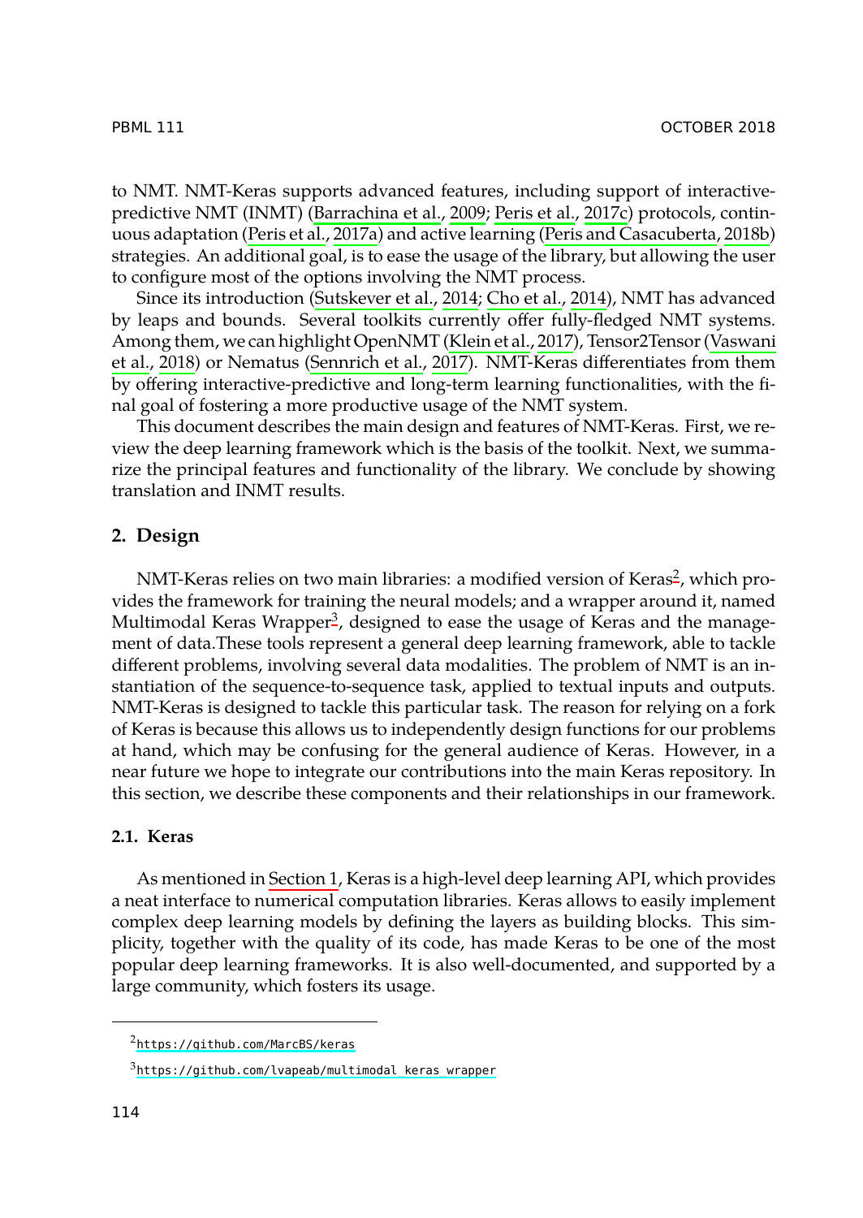to NMT. NMT-Keras supports advanced features, including support of interactive-predictive NMT (INMT) (Barrachina et al., 2009; Peris et al., 2017c) protocols, continuous adaptation (Peris et al., 2017a) and active learning (Peris and Casacuberta, 2018b) strategies. An additional goal, is to ease the usage of the library, but allowing the user to configure most of the options involving the NMT process.

Since its introduction (Sutskever et al., 2014; Cho et al., 2014), NMT has advanced by leaps and bounds. Several toolkits currently offer fully-fledged NMT systems. Among them, we can highlight OpenNMT (Klein et al., 2017), Tensor2Tensor (Vaswani et al., 2018) or Nematus (Sennrich et al., 2017). NMT-Keras differentiates from them by offering interactive-predictive and long-term learning functionalities, with the final goal of fostering a more productive usage of the NMT system.

This document describes the main design and features of NMT-Keras. First, we review the deep learning framework which is the basis of the toolkit. Next, we summarize the principal features and functionality of the library. We conclude by showing translation and INMT results.

## 2. Design

NMT-Keras relies on two main libraries: a modified version of Keras[2], which provides the framework for training the neural models; and a wrapper around it, named Multimodal Keras Wrapper[3], designed to ease the usage of Keras and the management of data.These tools represent a general deep learning framework, able to tackle different problems, involving several data modalities. The problem of NMT is an instantiation of the sequence-to-sequence task, applied to textual inputs and outputs. NMT-Keras is designed to tackle this particular task. The reason for relying on a fork of Keras is because this allows us to independently design functions for our problems at hand, which may be confusing for the general audience of Keras. However, in a near future we hope to integrate our contributions into the main Keras repository. In this section, we describe these components and their relationships in our framework.

### 2.1. Keras

As mentioned in Section 1, Keras is a high-level deep learning API, which provides a neat interface to numerical computation libraries. Keras allows to easily implement complex deep learning models by defining the layers as building blocks. This simplicity, together with the quality of its code, has made Keras to be one of the most popular deep learning frameworks. It is also well-documented, and supported by a large community, which fosters its usage.

[2] https://github.com/MarcBS/keras

[3] https://github.com/lvapeab/multimodal_keras_wrapper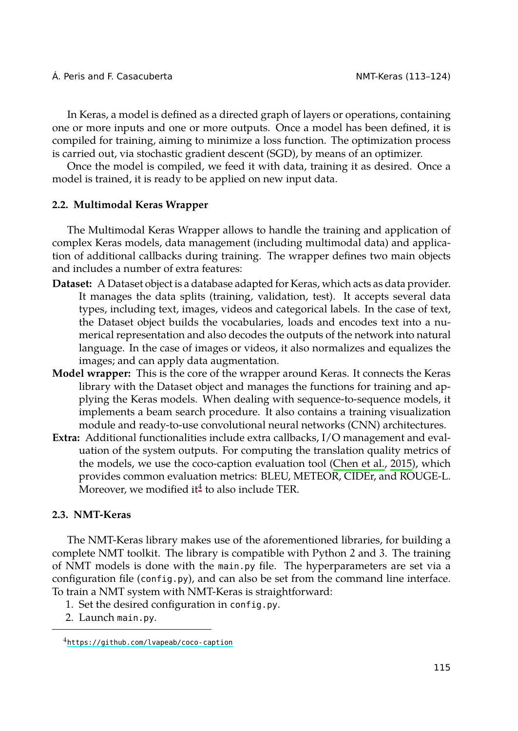In Keras, a model is defined as a directed graph of layers or operations, containing one or more inputs and one or more outputs. Once a model has been defined, it is compiled for training, aiming to minimize a loss function. The optimization process is carried out, via stochastic gradient descent (SGD), by means of an optimizer.

Once the model is compiled, we feed it with data, training it as desired. Once a model is trained, it is ready to be applied on new input data.

### 2.2. Multimodal Keras Wrapper

The Multimodal Keras Wrapper allows to handle the training and application of complex Keras models, data management (including multimodal data) and application of additional callbacks during training. The wrapper defines two main objects and includes a number of extra features:

**Dataset:** A Dataset object is a database adapted for Keras, which acts as data provider. It manages the data splits (training, validation, test). It accepts several data types, including text, images, videos and categorical labels. In the case of text, the Dataset object builds the vocabularies, loads and encodes text into a numerical representation and also decodes the outputs of the network into natural language. In the case of images or videos, it also normalizes and equalizes the images; and can apply data augmentation.

**Model wrapper:** This is the core of the wrapper around Keras. It connects the Keras library with the Dataset object and manages the functions for training and applying the Keras models. When dealing with sequence-to-sequence models, it implements a beam search procedure. It also contains a training visualization module and ready-to-use convolutional neural networks (CNN) architectures.

**Extra:** Additional functionalities include extra callbacks, I/O management and evaluation of the system outputs. For computing the translation quality metrics of the models, we use the coco-caption evaluation tool (Chen et al., 2015), which provides common evaluation metrics: BLEU, METEOR, CIDEr, and ROUGE-L. Moreover, we modified it[4] to also include TER.

### 2.3. NMT-Keras

The NMT-Keras library makes use of the aforementioned libraries, for building a complete NMT toolkit. The library is compatible with Python 2 and 3. The training of NMT models is done with the `main.py` file. The hyperparameters are set via a configuration file (`config.py`), and can also be set from the command line interface. To train a NMT system with NMT-Keras is straightforward:

1. Set the desired configuration in `config.py`.
2. Launch `main.py`.

---

[4] https://github.com/lvapeab/coco-caption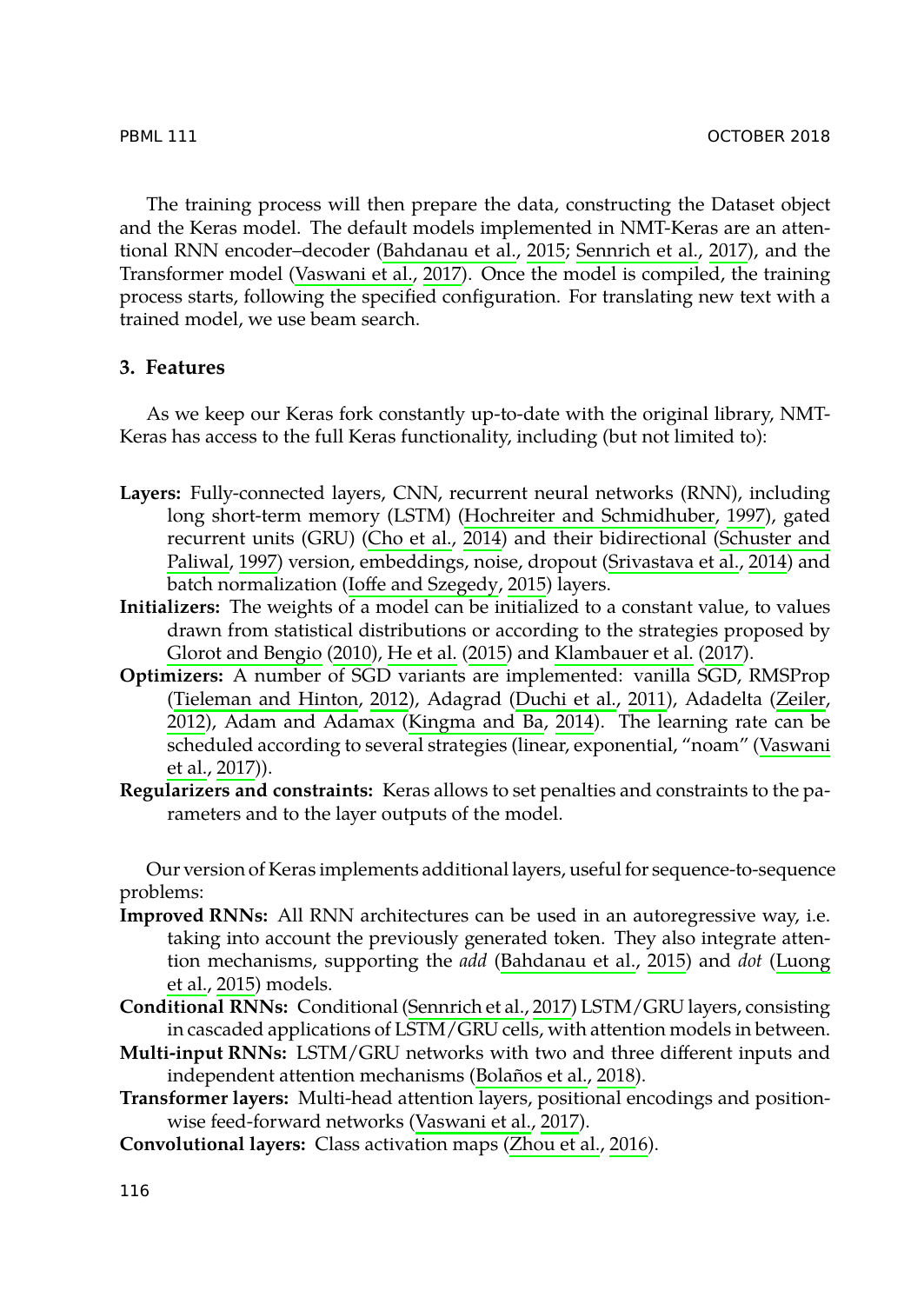The training process will then prepare the data, constructing the Dataset object and the Keras model. The default models implemented in NMT-Keras are an attentional RNN encoder–decoder (Bahdanau et al., 2015; Sennrich et al., 2017), and the Transformer model (Vaswani et al., 2017). Once the model is compiled, the training process starts, following the specified configuration. For translating new text with a trained model, we use beam search.

## 3. Features

As we keep our Keras fork constantly up-to-date with the original library, NMT-Keras has access to the full Keras functionality, including (but not limited to):

- **Layers:** Fully-connected layers, CNN, recurrent neural networks (RNN), including long short-term memory (LSTM) (Hochreiter and Schmidhuber, 1997), gated recurrent units (GRU) (Cho et al., 2014) and their bidirectional (Schuster and Paliwal, 1997) version, embeddings, noise, dropout (Srivastava et al., 2014) and batch normalization (Ioffe and Szegedy, 2015) layers.
- **Initializers:** The weights of a model can be initialized to a constant value, to values drawn from statistical distributions or according to the strategies proposed by Glorot and Bengio (2010), He et al. (2015) and Klambauer et al. (2017).
- **Optimizers:** A number of SGD variants are implemented: vanilla SGD, RMSProp (Tieleman and Hinton, 2012), Adagrad (Duchi et al., 2011), Adadelta (Zeiler, 2012), Adam and Adamax (Kingma and Ba, 2014). The learning rate can be scheduled according to several strategies (linear, exponential, "noam" (Vaswani et al., 2017)).
- **Regularizers and constraints:** Keras allows to set penalties and constraints to the parameters and to the layer outputs of the model.

Our version of Keras implements additional layers, useful for sequence-to-sequence problems:

- **Improved RNNs:** All RNN architectures can be used in an autoregressive way, i.e. taking into account the previously generated token. They also integrate attention mechanisms, supporting the *add* (Bahdanau et al., 2015) and *dot* (Luong et al., 2015) models.
- **Conditional RNNs:** Conditional (Sennrich et al., 2017) LSTM/GRU layers, consisting in cascaded applications of LSTM/GRU cells, with attention models in between.
- **Multi-input RNNs:** LSTM/GRU networks with two and three different inputs and independent attention mechanisms (Bolaños et al., 2018).
- **Transformer layers:** Multi-head attention layers, positional encodings and position-wise feed-forward networks (Vaswani et al., 2017).
- **Convolutional layers:** Class activation maps (Zhou et al., 2016).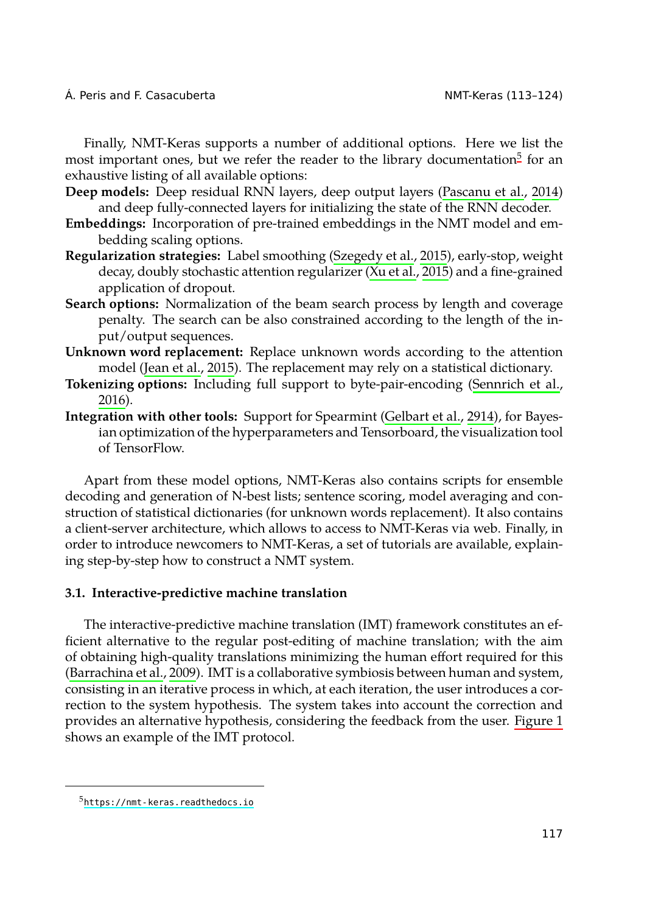Finally, NMT-Keras supports a number of additional options. Here we list the most important ones, but we refer the reader to the library documentation[5] for an exhaustive listing of all available options:

**Deep models:** Deep residual RNN layers, deep output layers (Pascanu et al., 2014) and deep fully-connected layers for initializing the state of the RNN decoder.

**Embeddings:** Incorporation of pre-trained embeddings in the NMT model and embedding scaling options.

**Regularization strategies:** Label smoothing (Szegedy et al., 2015), early-stop, weight decay, doubly stochastic attention regularizer (Xu et al., 2015) and a fine-grained application of dropout.

**Search options:** Normalization of the beam search process by length and coverage penalty. The search can be also constrained according to the length of the input/output sequences.

**Unknown word replacement:** Replace unknown words according to the attention model (Jean et al., 2015). The replacement may rely on a statistical dictionary.

**Tokenizing options:** Including full support to byte-pair-encoding (Sennrich et al., 2016).

**Integration with other tools:** Support for Spearmint (Gelbart et al., 2914), for Bayesian optimization of the hyperparameters and Tensorboard, the visualization tool of TensorFlow.

Apart from these model options, NMT-Keras also contains scripts for ensemble decoding and generation of N-best lists; sentence scoring, model averaging and construction of statistical dictionaries (for unknown words replacement). It also contains a client-server architecture, which allows to access to NMT-Keras via web. Finally, in order to introduce newcomers to NMT-Keras, a set of tutorials are available, explaining step-by-step how to construct a NMT system.

### 3.1. Interactive-predictive machine translation

The interactive-predictive machine translation (IMT) framework constitutes an efficient alternative to the regular post-editing of machine translation; with the aim of obtaining high-quality translations minimizing the human effort required for this (Barrachina et al., 2009). IMT is a collaborative symbiosis between human and system, consisting in an iterative process in which, at each iteration, the user introduces a correction to the system hypothesis. The system takes into account the correction and provides an alternative hypothesis, considering the feedback from the user. Figure 1 shows an example of the IMT protocol.

[5] https://nmt-keras.readthedocs.io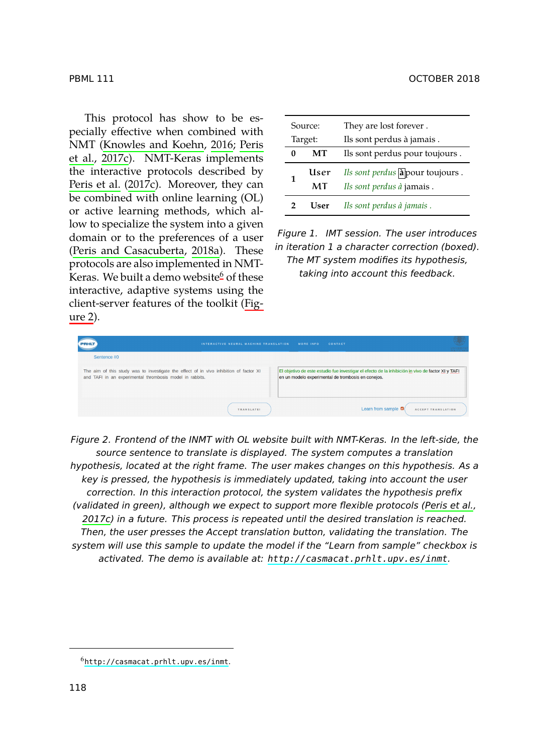This protocol has show to be especially effective when combined with NMT (Knowles and Koehn, 2016; Peris et al., 2017c). NMT-Keras implements the interactive protocols described by Peris et al. (2017c). Moreover, they can be combined with online learning (OL) or active learning methods, which allow to specialize the system into a given domain or to the preferences of a user (Peris and Casacuberta, 2018a). These protocols are also implemented in NMT-Keras. We built a demo website[6] of these interactive, adaptive systems using the client-server features of the toolkit (Figure 2).

| | | |
|---|---|---|
| Source: | | They are lost forever . |
| Target: | | Ils sont perdus à jamais . |
| **0** | **MT** | Ils sont perdus pour toujours . |
| **1** | **User** | *Ils sont perdus* [à] pour toujours . |
| | **MT** | *Ils sont perdus à* jamais . |
| **2** | **User** | *Ils sont perdus à jamais .* |

*Figure 1. IMT session. The user introduces in iteration 1 a character correction (boxed). The MT system modifies its hypothesis, taking into account this feedback.*

*Figure 2. Frontend of the INMT with OL website built with NMT-Keras. In the left-side, the source sentence to translate is displayed. The system computes a translation hypothesis, located at the right frame. The user makes changes on this hypothesis. As a key is pressed, the hypothesis is immediately updated, taking into account the user correction. In this interaction protocol, the system validates the hypothesis prefix (validated in green), although we expect to support more flexible protocols (Peris et al., 2017c) in a future. This process is repeated until the desired translation is reached. Then, the user presses the Accept translation button, validating the translation. The system will use this sample to update the model if the "Learn from sample" checkbox is activated. The demo is available at: `http://casmacat.prhlt.upv.es/inmt`.*

[6] `http://casmacat.prhlt.upv.es/inmt`.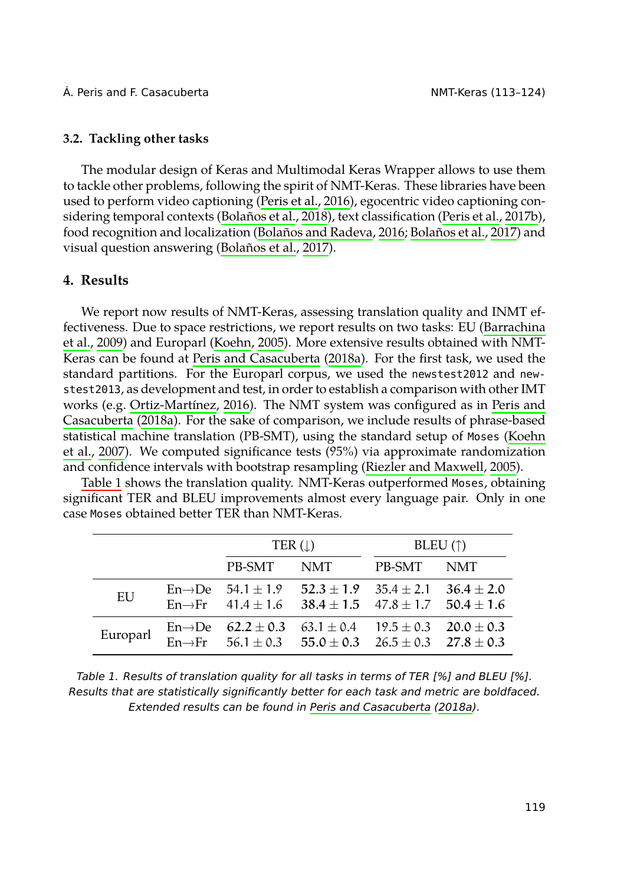### 3.2. Tackling other tasks

The modular design of Keras and Multimodal Keras Wrapper allows to use them to tackle other problems, following the spirit of NMT-Keras. These libraries have been used to perform video captioning (Peris et al., 2016), egocentric video captioning considering temporal contexts (Bolaños et al., 2018), text classification (Peris et al., 2017b), food recognition and localization (Bolaños and Radeva, 2016; Bolaños et al., 2017) and visual question answering (Bolaños et al., 2017).

## 4. Results

We report now results of NMT-Keras, assessing translation quality and INMT effectiveness. Due to space restrictions, we report results on two tasks: EU (Barrachina et al., 2009) and Europarl (Koehn, 2005). More extensive results obtained with NMT-Keras can be found at Peris and Casacuberta (2018a). For the first task, we used the standard partitions. For the Europarl corpus, we used the `newstest2012` and `newstest2013`, as development and test, in order to establish a comparison with other IMT works (e.g. Ortiz-Martínez, 2016). The NMT system was configured as in Peris and Casacuberta (2018a). For the sake of comparison, we include results of phrase-based statistical machine translation (PB-SMT), using the standard setup of `Moses` (Koehn et al., 2007). We computed significance tests (95%) via approximate randomization and confidence intervals with bootstrap resampling (Riezler and Maxwell, 2005).

Table 1 shows the translation quality. NMT-Keras outperformed `Moses`, obtaining significant TER and BLEU improvements almost every language pair. Only in one case `Moses` obtained better TER than NMT-Keras.

| | | TER (↓) | | BLEU (↑) | |
|---|---|---|---|---|---|
| | | PB-SMT | NMT | PB-SMT | NMT |
| EU | En→De | $54.1 \pm 1.9$ | $\mathbf{52.3 \pm 1.9}$ | $35.4 \pm 2.1$ | $\mathbf{36.4 \pm 2.0}$ |
| | En→Fr | $41.4 \pm 1.6$ | $\mathbf{38.4 \pm 1.5}$ | $47.8 \pm 1.7$ | $\mathbf{50.4 \pm 1.6}$ |
| Europarl | En→De | $\mathbf{62.2 \pm 0.3}$ | $63.1 \pm 0.4$ | $19.5 \pm 0.3$ | $20.0 \pm 0.3$ |
| | En→Fr | $56.1 \pm 0.3$ | $\mathbf{55.0 \pm 0.3}$ | $26.5 \pm 0.3$ | $\mathbf{27.8 \pm 0.3}$ |

*Table 1. Results of translation quality for all tasks in terms of TER [%] and BLEU [%]. Results that are statistically significantly better for each task and metric are boldfaced. Extended results can be found in Peris and Casacuberta (2018a).*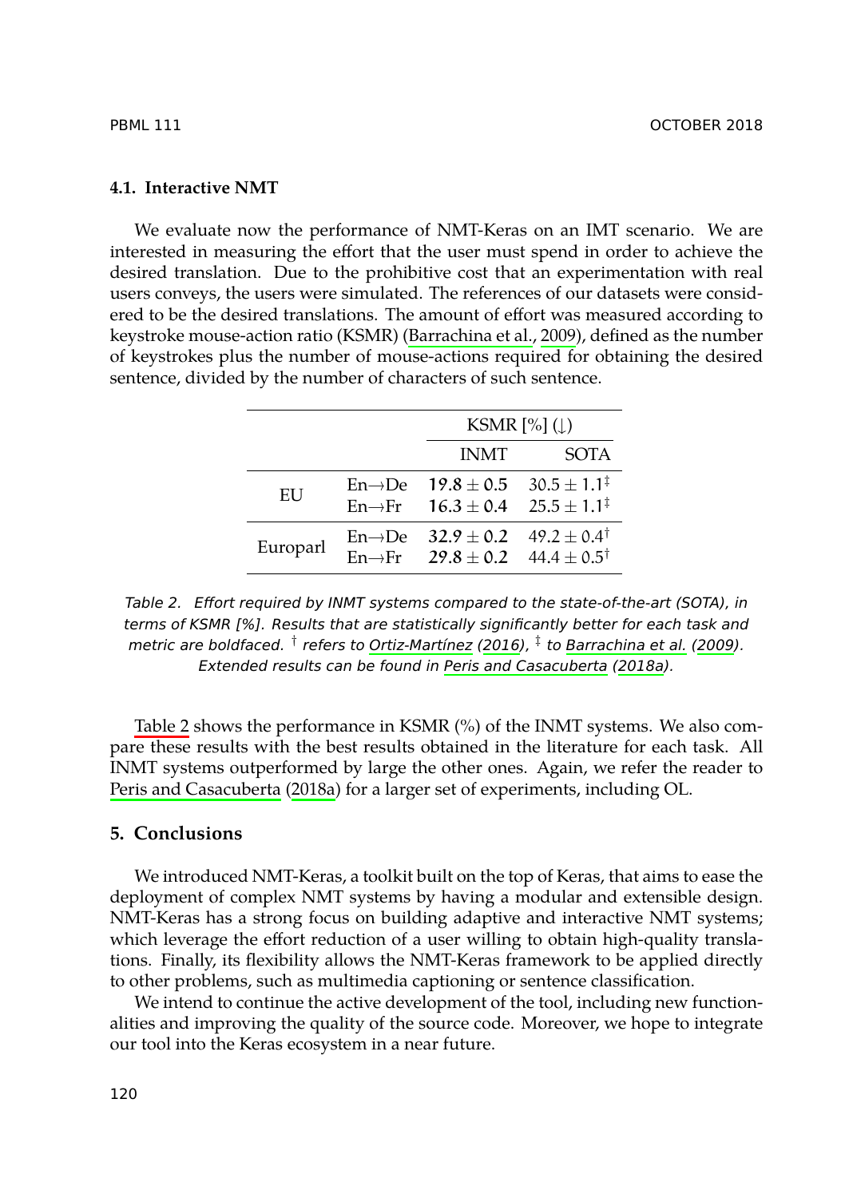### 4.1. Interactive NMT

We evaluate now the performance of NMT-Keras on an IMT scenario. We are interested in measuring the effort that the user must spend in order to achieve the desired translation. Due to the prohibitive cost that an experimentation with real users conveys, the users were simulated. The references of our datasets were considered to be the desired translations. The amount of effort was measured according to keystroke mouse-action ratio (KSMR) (Barrachina et al., 2009), defined as the number of keystrokes plus the number of mouse-actions required for obtaining the desired sentence, divided by the number of characters of such sentence.

| | | KSMR [%] ($\downarrow$) | |
|---|---|---|---|
| | | INMT | SOTA |
| EU | En→De | $\mathbf{19.8 \pm 0.5}$ | $30.5 \pm 1.1^{\ddagger}$ |
| | En→Fr | $\mathbf{16.3 \pm 0.4}$ | $25.5 \pm 1.1^{\ddagger}$ |
| Europarl | En→De | $\mathbf{32.9 \pm 0.2}$ | $49.2 \pm 0.4^{\dagger}$ |
| | En→Fr | $\mathbf{29.8 \pm 0.2}$ | $44.4 \pm 0.5^{\dagger}$ |

*Table 2. Effort required by INMT systems compared to the state-of-the-art (SOTA), in terms of KSMR [%]. Results that are statistically significantly better for each task and metric are boldfaced. † refers to Ortiz-Martínez (2016), ‡ to Barrachina et al. (2009). Extended results can be found in Peris and Casacuberta (2018a).*

Table 2 shows the performance in KSMR (%) of the INMT systems. We also compare these results with the best results obtained in the literature for each task. All INMT systems outperformed by large the other ones. Again, we refer the reader to Peris and Casacuberta (2018a) for a larger set of experiments, including OL.

## 5. Conclusions

We introduced NMT-Keras, a toolkit built on the top of Keras, that aims to ease the deployment of complex NMT systems by having a modular and extensible design. NMT-Keras has a strong focus on building adaptive and interactive NMT systems; which leverage the effort reduction of a user willing to obtain high-quality translations. Finally, its flexibility allows the NMT-Keras framework to be applied directly to other problems, such as multimedia captioning or sentence classification.

We intend to continue the active development of the tool, including new functionalities and improving the quality of the source code. Moreover, we hope to integrate our tool into the Keras ecosystem in a near future.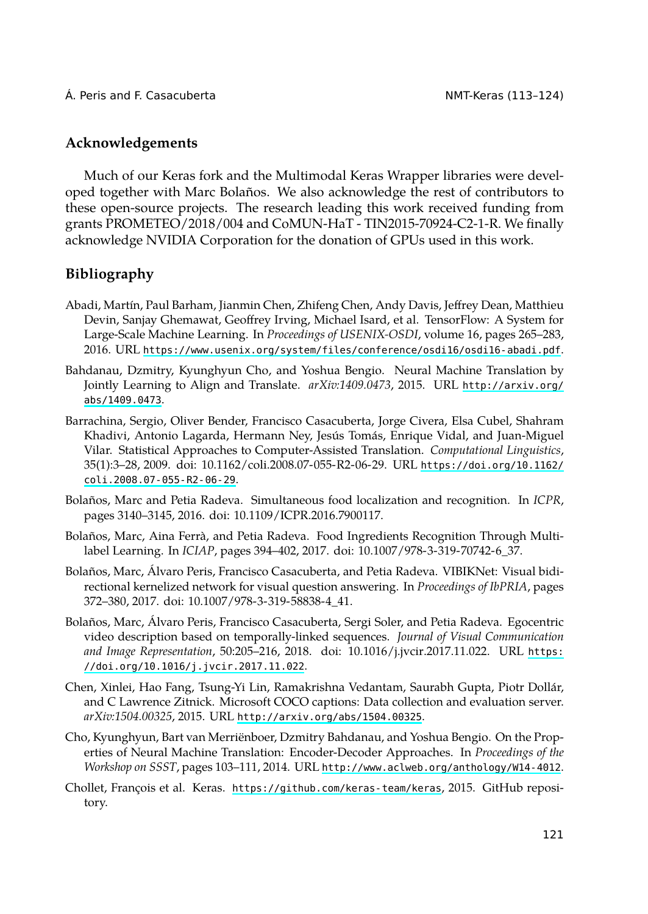## Acknowledgements

Much of our Keras fork and the Multimodal Keras Wrapper libraries were developed together with Marc Bolaños. We also acknowledge the rest of contributors to these open-source projects. The research leading this work received funding from grants PROMETEO/2018/004 and CoMUN-HaT - TIN2015-70924-C2-1-R. We finally acknowledge NVIDIA Corporation for the donation of GPUs used in this work.

## Bibliography

Abadi, Martín, Paul Barham, Jianmin Chen, Zhifeng Chen, Andy Davis, Jeffrey Dean, Matthieu Devin, Sanjay Ghemawat, Geoffrey Irving, Michael Isard, et al. TensorFlow: A System for Large-Scale Machine Learning. In *Proceedings of USENIX-OSDI*, volume 16, pages 265–283, 2016. URL https://www.usenix.org/system/files/conference/osdi16/osdi16-abadi.pdf.

Bahdanau, Dzmitry, Kyunghyun Cho, and Yoshua Bengio. Neural Machine Translation by Jointly Learning to Align and Translate. *arXiv:1409.0473*, 2015. URL http://arxiv.org/abs/1409.0473.

Barrachina, Sergio, Oliver Bender, Francisco Casacuberta, Jorge Civera, Elsa Cubel, Shahram Khadivi, Antonio Lagarda, Hermann Ney, Jesús Tomás, Enrique Vidal, and Juan-Miguel Vilar. Statistical Approaches to Computer-Assisted Translation. *Computational Linguistics*, 35(1):3–28, 2009. doi: 10.1162/coli.2008.07-055-R2-06-29. URL https://doi.org/10.1162/coli.2008.07-055-R2-06-29.

Bolaños, Marc and Petia Radeva. Simultaneous food localization and recognition. In *ICPR*, pages 3140–3145, 2016. doi: 10.1109/ICPR.2016.7900117.

Bolaños, Marc, Aina Ferrà, and Petia Radeva. Food Ingredients Recognition Through Multi-label Learning. In *ICIAP*, pages 394–402, 2017. doi: 10.1007/978-3-319-70742-6_37.

Bolaños, Marc, Álvaro Peris, Francisco Casacuberta, and Petia Radeva. VIBIKNet: Visual bidirectional kernelized network for visual question answering. In *Proceedings of IbPRIA*, pages 372–380, 2017. doi: 10.1007/978-3-319-58838-4_41.

Bolaños, Marc, Álvaro Peris, Francisco Casacuberta, Sergi Soler, and Petia Radeva. Egocentric video description based on temporally-linked sequences. *Journal of Visual Communication and Image Representation*, 50:205–216, 2018. doi: 10.1016/j.jvcir.2017.11.022. URL https://doi.org/10.1016/j.jvcir.2017.11.022.

Chen, Xinlei, Hao Fang, Tsung-Yi Lin, Ramakrishna Vedantam, Saurabh Gupta, Piotr Dollár, and C Lawrence Zitnick. Microsoft COCO captions: Data collection and evaluation server. *arXiv:1504.00325*, 2015. URL http://arxiv.org/abs/1504.00325.

Cho, Kyunghyun, Bart van Merriënboer, Dzmitry Bahdanau, and Yoshua Bengio. On the Properties of Neural Machine Translation: Encoder-Decoder Approaches. In *Proceedings of the Workshop on SSST*, pages 103–111, 2014. URL http://www.aclweb.org/anthology/W14-4012.

Chollet, François et al. Keras. https://github.com/keras-team/keras, 2015. GitHub repository.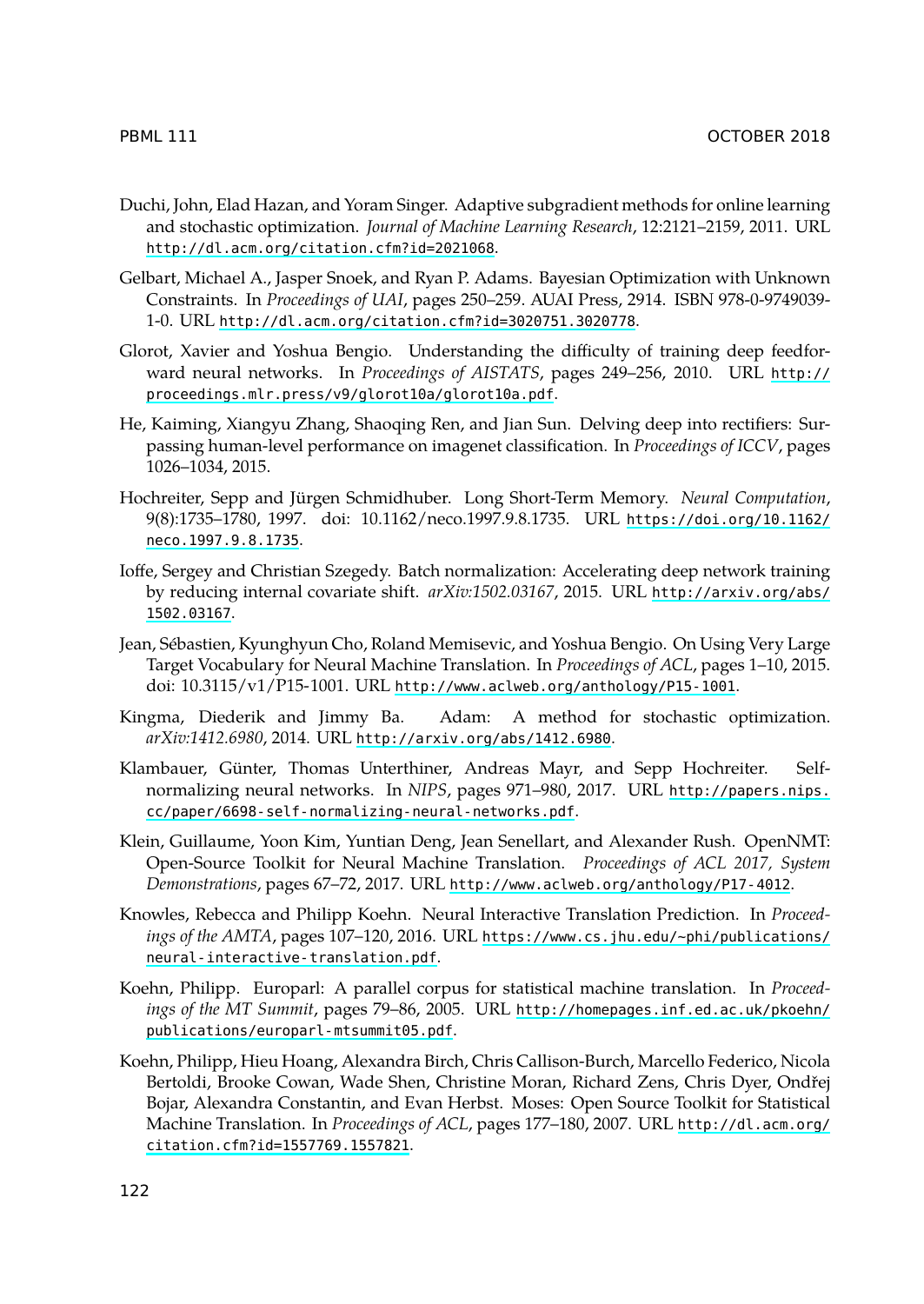Duchi, John, Elad Hazan, and Yoram Singer. Adaptive subgradient methods for online learning and stochastic optimization. *Journal of Machine Learning Research*, 12:2121–2159, 2011. URL http://dl.acm.org/citation.cfm?id=2021068.

Gelbart, Michael A., Jasper Snoek, and Ryan P. Adams. Bayesian Optimization with Unknown Constraints. In *Proceedings of UAI*, pages 250–259. AUAI Press, 2914. ISBN 978-0-9749039-1-0. URL http://dl.acm.org/citation.cfm?id=3020751.3020778.

Glorot, Xavier and Yoshua Bengio. Understanding the difficulty of training deep feedforward neural networks. In *Proceedings of AISTATS*, pages 249–256, 2010. URL http://proceedings.mlr.press/v9/glorot10a/glorot10a.pdf.

He, Kaiming, Xiangyu Zhang, Shaoqing Ren, and Jian Sun. Delving deep into rectifiers: Surpassing human-level performance on imagenet classification. In *Proceedings of ICCV*, pages 1026–1034, 2015.

Hochreiter, Sepp and Jürgen Schmidhuber. Long Short-Term Memory. *Neural Computation*, 9(8):1735–1780, 1997. doi: 10.1162/neco.1997.9.8.1735. URL https://doi.org/10.1162/neco.1997.9.8.1735.

Ioffe, Sergey and Christian Szegedy. Batch normalization: Accelerating deep network training by reducing internal covariate shift. *arXiv:1502.03167*, 2015. URL http://arxiv.org/abs/1502.03167.

Jean, Sébastien, Kyunghyun Cho, Roland Memisevic, and Yoshua Bengio. On Using Very Large Target Vocabulary for Neural Machine Translation. In *Proceedings of ACL*, pages 1–10, 2015. doi: 10.3115/v1/P15-1001. URL http://www.aclweb.org/anthology/P15-1001.

Kingma, Diederik and Jimmy Ba. Adam: A method for stochastic optimization. *arXiv:1412.6980*, 2014. URL http://arxiv.org/abs/1412.6980.

Klambauer, Günter, Thomas Unterthiner, Andreas Mayr, and Sepp Hochreiter. Self-normalizing neural networks. In *NIPS*, pages 971–980, 2017. URL http://papers.nips.cc/paper/6698-self-normalizing-neural-networks.pdf.

Klein, Guillaume, Yoon Kim, Yuntian Deng, Jean Senellart, and Alexander Rush. OpenNMT: Open-Source Toolkit for Neural Machine Translation. *Proceedings of ACL 2017, System Demonstrations*, pages 67–72, 2017. URL http://www.aclweb.org/anthology/P17-4012.

Knowles, Rebecca and Philipp Koehn. Neural Interactive Translation Prediction. In *Proceedings of the AMTA*, pages 107–120, 2016. URL https://www.cs.jhu.edu/~phi/publications/neural-interactive-translation.pdf.

Koehn, Philipp. Europarl: A parallel corpus for statistical machine translation. In *Proceedings of the MT Summit*, pages 79–86, 2005. URL http://homepages.inf.ed.ac.uk/pkoehn/publications/europarl-mtsummit05.pdf.

Koehn, Philipp, Hieu Hoang, Alexandra Birch, Chris Callison-Burch, Marcello Federico, Nicola Bertoldi, Brooke Cowan, Wade Shen, Christine Moran, Richard Zens, Chris Dyer, Ondřej Bojar, Alexandra Constantin, and Evan Herbst. Moses: Open Source Toolkit for Statistical Machine Translation. In *Proceedings of ACL*, pages 177–180, 2007. URL http://dl.acm.org/citation.cfm?id=1557769.1557821.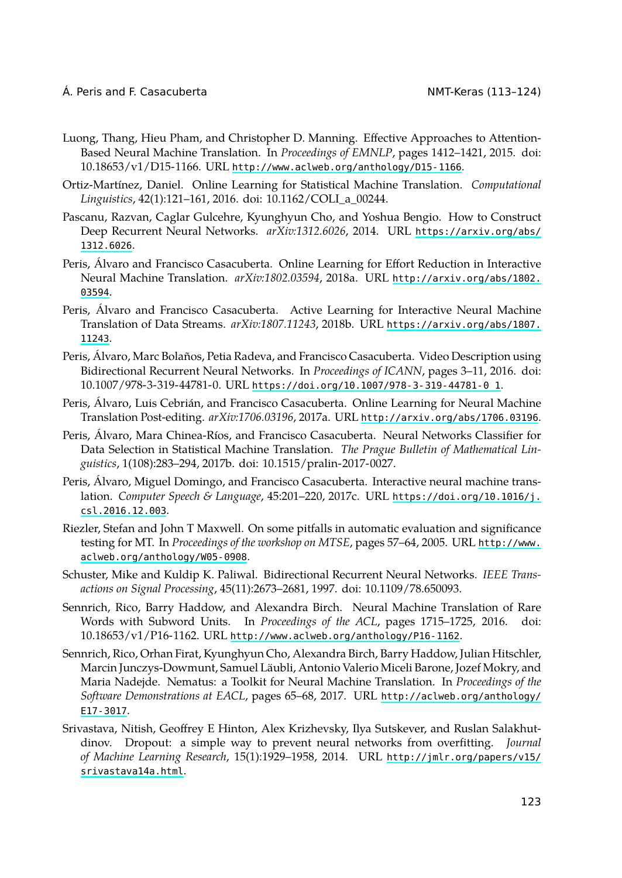Luong, Thang, Hieu Pham, and Christopher D. Manning. Effective Approaches to Attention-Based Neural Machine Translation. In *Proceedings of EMNLP*, pages 1412–1421, 2015. doi: 10.18653/v1/D15-1166. URL http://www.aclweb.org/anthology/D15-1166.

Ortiz-Martínez, Daniel. Online Learning for Statistical Machine Translation. *Computational Linguistics*, 42(1):121–161, 2016. doi: 10.1162/COLI_a_00244.

Pascanu, Razvan, Caglar Gulcehre, Kyunghyun Cho, and Yoshua Bengio. How to Construct Deep Recurrent Neural Networks. *arXiv:1312.6026*, 2014. URL https://arxiv.org/abs/1312.6026.

Peris, Álvaro and Francisco Casacuberta. Online Learning for Effort Reduction in Interactive Neural Machine Translation. *arXiv:1802.03594*, 2018a. URL http://arxiv.org/abs/1802.03594.

Peris, Álvaro and Francisco Casacuberta. Active Learning for Interactive Neural Machine Translation of Data Streams. *arXiv:1807.11243*, 2018b. URL https://arxiv.org/abs/1807.11243.

Peris, Álvaro, Marc Bolaños, Petia Radeva, and Francisco Casacuberta. Video Description using Bidirectional Recurrent Neural Networks. In *Proceedings of ICANN*, pages 3–11, 2016. doi: 10.1007/978-3-319-44781-0. URL https://doi.org/10.1007/978-3-319-44781-0_1.

Peris, Álvaro, Luis Cebrián, and Francisco Casacuberta. Online Learning for Neural Machine Translation Post-editing. *arXiv:1706.03196*, 2017a. URL http://arxiv.org/abs/1706.03196.

Peris, Álvaro, Mara Chinea-Ríos, and Francisco Casacuberta. Neural Networks Classifier for Data Selection in Statistical Machine Translation. *The Prague Bulletin of Mathematical Linguistics*, 1(108):283–294, 2017b. doi: 10.1515/pralin-2017-0027.

Peris, Álvaro, Miguel Domingo, and Francisco Casacuberta. Interactive neural machine translation. *Computer Speech & Language*, 45:201–220, 2017c. URL https://doi.org/10.1016/j.csl.2016.12.003.

Riezler, Stefan and John T Maxwell. On some pitfalls in automatic evaluation and significance testing for MT. In *Proceedings of the workshop on MTSE*, pages 57–64, 2005. URL http://www.aclweb.org/anthology/W05-0908.

Schuster, Mike and Kuldip K. Paliwal. Bidirectional Recurrent Neural Networks. *IEEE Transactions on Signal Processing*, 45(11):2673–2681, 1997. doi: 10.1109/78.650093.

Sennrich, Rico, Barry Haddow, and Alexandra Birch. Neural Machine Translation of Rare Words with Subword Units. In *Proceedings of the ACL*, pages 1715–1725, 2016. doi: 10.18653/v1/P16-1162. URL http://www.aclweb.org/anthology/P16-1162.

Sennrich, Rico, Orhan Firat, Kyunghyun Cho, Alexandra Birch, Barry Haddow, Julian Hitschler, Marcin Junczys-Dowmunt, Samuel Läubli, Antonio Valerio Miceli Barone, Jozef Mokry, and Maria Nadejde. Nematus: a Toolkit for Neural Machine Translation. In *Proceedings of the Software Demonstrations at EACL*, pages 65–68, 2017. URL http://aclweb.org/anthology/E17-3017.

Srivastava, Nitish, Geoffrey E Hinton, Alex Krizhevsky, Ilya Sutskever, and Ruslan Salakhutdinov. Dropout: a simple way to prevent neural networks from overfitting. *Journal of Machine Learning Research*, 15(1):1929–1958, 2014. URL http://jmlr.org/papers/v15/srivastava14a.html.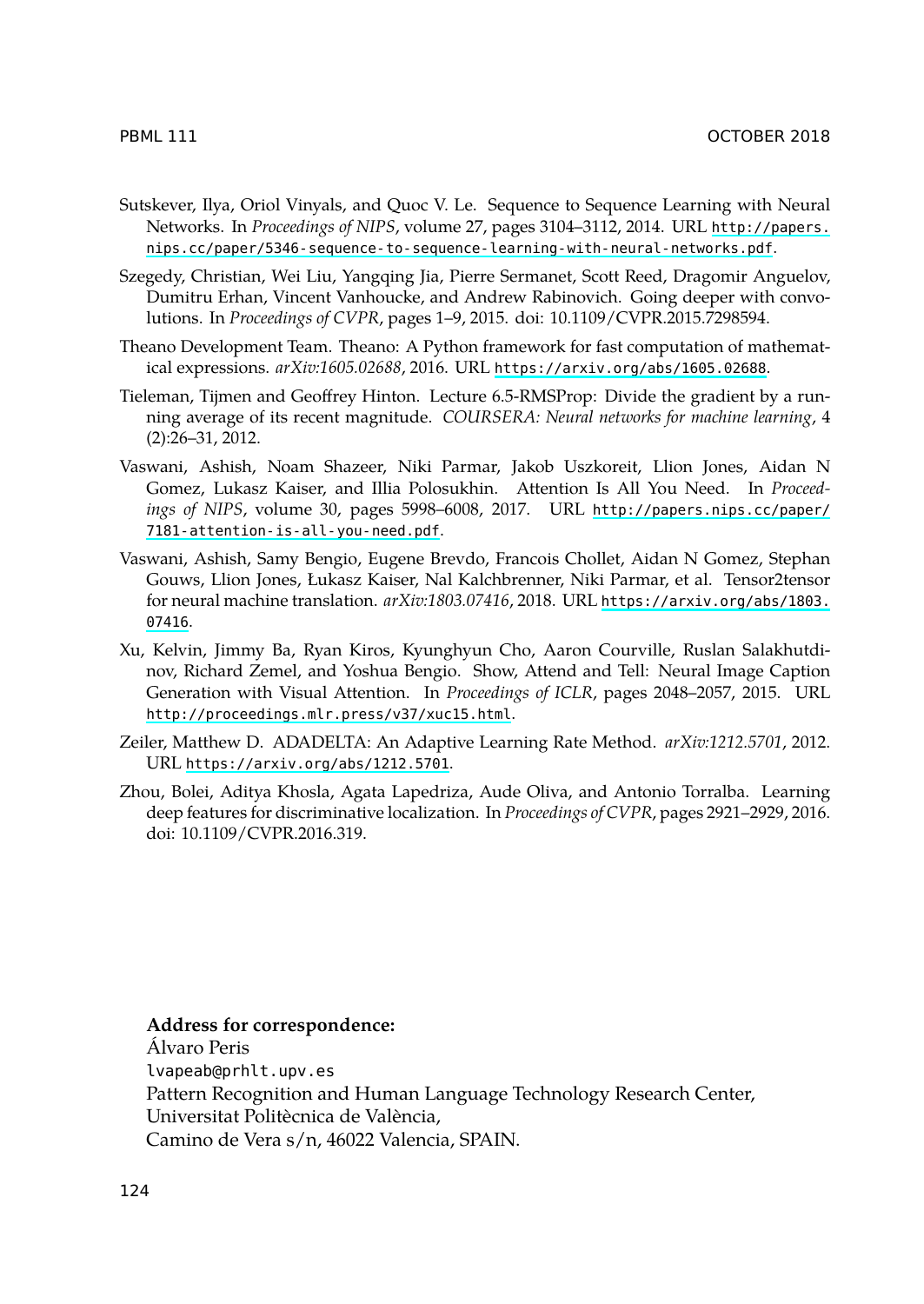Sutskever, Ilya, Oriol Vinyals, and Quoc V. Le. Sequence to Sequence Learning with Neural Networks. In *Proceedings of NIPS*, volume 27, pages 3104–3112, 2014. URL http://papers.nips.cc/paper/5346-sequence-to-sequence-learning-with-neural-networks.pdf.

Szegedy, Christian, Wei Liu, Yangqing Jia, Pierre Sermanet, Scott Reed, Dragomir Anguelov, Dumitru Erhan, Vincent Vanhoucke, and Andrew Rabinovich. Going deeper with convolutions. In *Proceedings of CVPR*, pages 1–9, 2015. doi: 10.1109/CVPR.2015.7298594.

Theano Development Team. Theano: A Python framework for fast computation of mathematical expressions. *arXiv:1605.02688*, 2016. URL https://arxiv.org/abs/1605.02688.

Tieleman, Tijmen and Geoffrey Hinton. Lecture 6.5-RMSProp: Divide the gradient by a running average of its recent magnitude. *COURSERA: Neural networks for machine learning*, 4 (2):26–31, 2012.

Vaswani, Ashish, Noam Shazeer, Niki Parmar, Jakob Uszkoreit, Llion Jones, Aidan N Gomez, Lukasz Kaiser, and Illia Polosukhin. Attention Is All You Need. In *Proceedings of NIPS*, volume 30, pages 5998–6008, 2017. URL http://papers.nips.cc/paper/7181-attention-is-all-you-need.pdf.

Vaswani, Ashish, Samy Bengio, Eugene Brevdo, Francois Chollet, Aidan N Gomez, Stephan Gouws, Llion Jones, Łukasz Kaiser, Nal Kalchbrenner, Niki Parmar, et al. Tensor2tensor for neural machine translation. *arXiv:1803.07416*, 2018. URL https://arxiv.org/abs/1803.07416.

Xu, Kelvin, Jimmy Ba, Ryan Kiros, Kyunghyun Cho, Aaron Courville, Ruslan Salakhutdinov, Richard Zemel, and Yoshua Bengio. Show, Attend and Tell: Neural Image Caption Generation with Visual Attention. In *Proceedings of ICLR*, pages 2048–2057, 2015. URL http://proceedings.mlr.press/v37/xuc15.html.

Zeiler, Matthew D. ADADELTA: An Adaptive Learning Rate Method. *arXiv:1212.5701*, 2012. URL https://arxiv.org/abs/1212.5701.

Zhou, Bolei, Aditya Khosla, Agata Lapedriza, Aude Oliva, and Antonio Torralba. Learning deep features for discriminative localization. In *Proceedings of CVPR*, pages 2921–2929, 2016. doi: 10.1109/CVPR.2016.319.

**Address for correspondence:**
Álvaro Peris
lvapeab@prhlt.upv.es
Pattern Recognition and Human Language Technology Research Center,
Universitat Politècnica de València,
Camino de Vera s/n, 46022 Valencia, SPAIN.